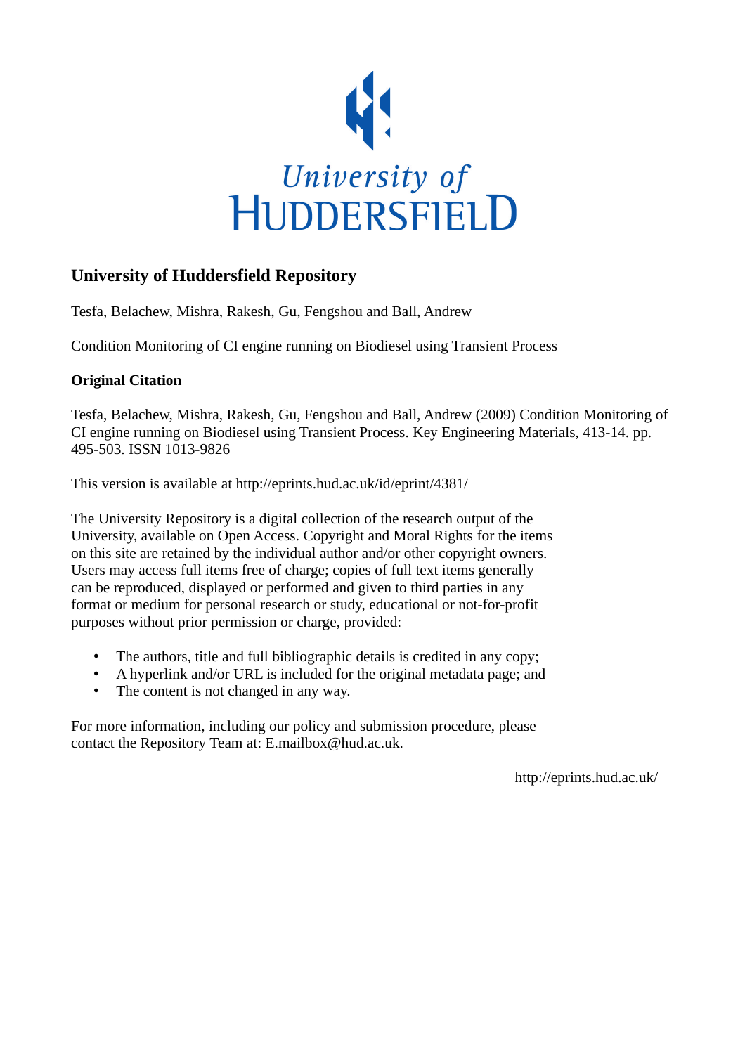University of Huddersfield

## University of Huddersfield Repository

Tesfa, Belachew, Mishra, Rakesh, Gu, Fengshou and Ball, Andrew

Condition Monitoring of CI engine running on Biodiesel using Transient Process

### Original Citation

Tesfa, Belachew, Mishra, Rakesh, Gu, Fengshou and Ball, Andrew (2009) Condition Monitoring of CI engine running on Biodiesel using Transient Process. Key Engineering Materials, 413-14. pp. 495-503. ISSN 1013-9826

This version is available at http://eprints.hud.ac.uk/id/eprint/4381/

The University Repository is a digital collection of the research output of the University, available on Open Access. Copyright and Moral Rights for the items on this site are retained by the individual author and/or other copyright owners. Users may access full items free of charge; copies of full text items generally can be reproduced, displayed or performed and given to third parties in any format or medium for personal research or study, educational or not-for-profit purposes without prior permission or charge, provided:

- The authors, title and full bibliographic details is credited in any copy;
- A hyperlink and/or URL is included for the original metadata page; and
- The content is not changed in any way.

For more information, including our policy and submission procedure, please contact the Repository Team at: E.mailbox@hud.ac.uk.

http://eprints.hud.ac.uk/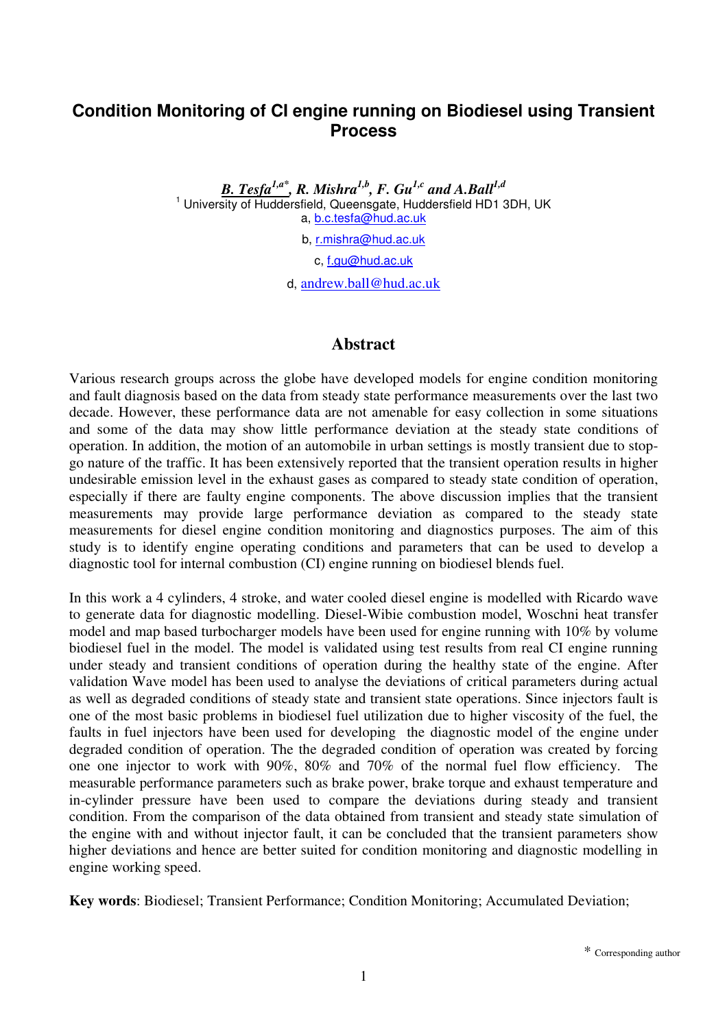# Condition Monitoring of CI engine running on Biodiesel using Transient Process

***B. Tesfa*[1,a*], *R. Mishra*[1,b], *F. Gu*[1,c] *and A.Ball*[1,d]**

[1] University of Huddersfield, Queensgate, Huddersfield HD1 3DH, UK

a, b.c.tesfa@hud.ac.uk

b, r.mishra@hud.ac.uk

c, f.gu@hud.ac.uk

d, andrew.ball@hud.ac.uk

## Abstract

Various research groups across the globe have developed models for engine condition monitoring and fault diagnosis based on the data from steady state performance measurements over the last two decade. However, these performance data are not amenable for easy collection in some situations and some of the data may show little performance deviation at the steady state conditions of operation. In addition, the motion of an automobile in urban settings is mostly transient due to stop-go nature of the traffic. It has been extensively reported that the transient operation results in higher undesirable emission level in the exhaust gases as compared to steady state condition of operation, especially if there are faulty engine components. The above discussion implies that the transient measurements may provide large performance deviation as compared to the steady state measurements for diesel engine condition monitoring and diagnostics purposes. The aim of this study is to identify engine operating conditions and parameters that can be used to develop a diagnostic tool for internal combustion (CI) engine running on biodiesel blends fuel.

In this work a 4 cylinders, 4 stroke, and water cooled diesel engine is modelled with Ricardo wave to generate data for diagnostic modelling. Diesel-Wibie combustion model, Woschni heat transfer model and map based turbocharger models have been used for engine running with 10% by volume biodiesel fuel in the model. The model is validated using test results from real CI engine running under steady and transient conditions of operation during the healthy state of the engine. After validation Wave model has been used to analyse the deviations of critical parameters during actual as well as degraded conditions of steady state and transient state operations. Since injectors fault is one of the most basic problems in biodiesel fuel utilization due to higher viscosity of the fuel, the faults in fuel injectors have been used for developing the diagnostic model of the engine under degraded condition of operation. The the degraded condition of operation was created by forcing one one injector to work with 90%, 80% and 70% of the normal fuel flow efficiency. The measurable performance parameters such as brake power, brake torque and exhaust temperature and in-cylinder pressure have been used to compare the deviations during steady and transient condition. From the comparison of the data obtained from transient and steady state simulation of the engine with and without injector fault, it can be concluded that the transient parameters show higher deviations and hence are better suited for condition monitoring and diagnostic modelling in engine working speed.

**Key words**: Biodiesel; Transient Performance; Condition Monitoring; Accumulated Deviation;

\* Corresponding author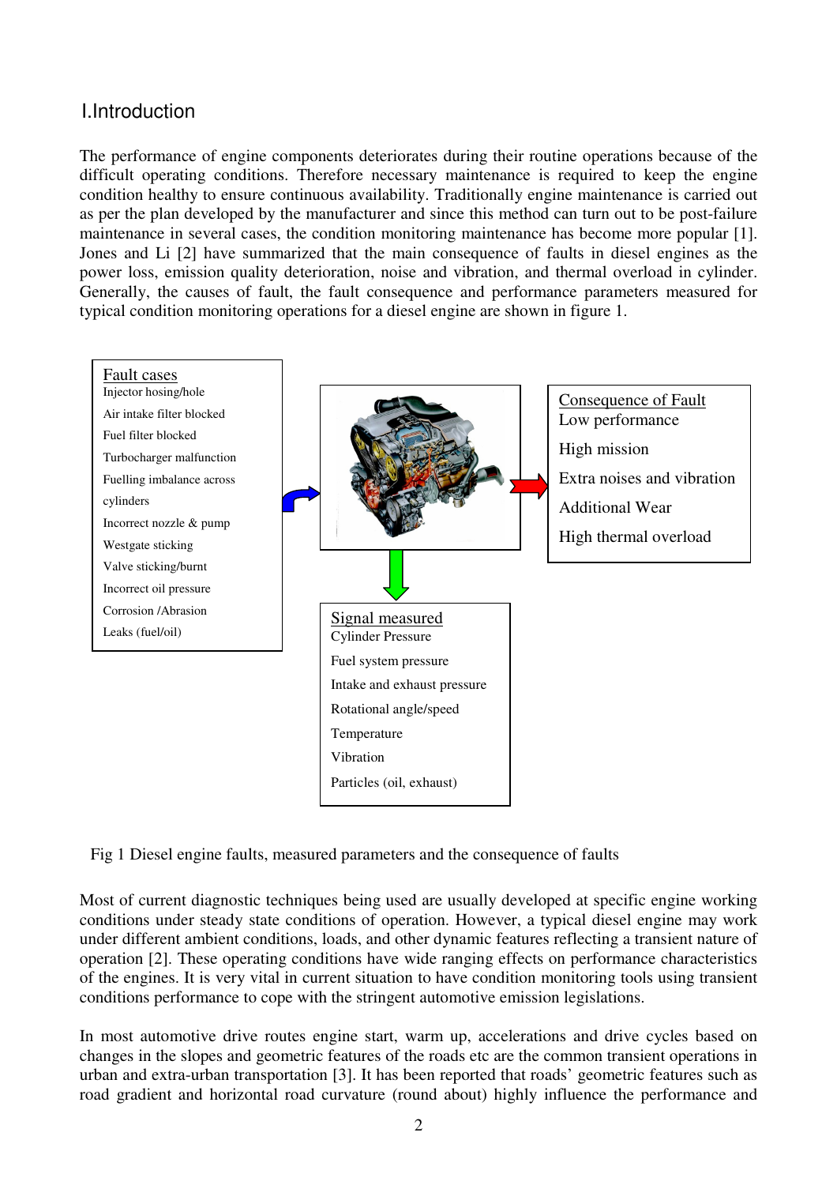## I.Introduction

The performance of engine components deteriorates during their routine operations because of the difficult operating conditions. Therefore necessary maintenance is required to keep the engine condition healthy to ensure continuous availability. Traditionally engine maintenance is carried out as per the plan developed by the manufacturer and since this method can turn out to be post-failure maintenance in several cases, the condition monitoring maintenance has become more popular [1]. Jones and Li [2] have summarized that the main consequence of faults in diesel engines as the power loss, emission quality deterioration, noise and vibration, and thermal overload in cylinder. Generally, the causes of fault, the fault consequence and performance parameters measured for typical condition monitoring operations for a diesel engine are shown in figure 1.

Fault cases
- Injector hosing/hole
- Air intake filter blocked
- Fuel filter blocked
- Turbocharger malfunction
- Fuelling imbalance across cylinders
- Incorrect nozzle & pump
- Westgate sticking
- Valve sticking/burnt
- Incorrect oil pressure
- Corrosion /Abrasion
- Leaks (fuel/oil)

Consequence of Fault
- Low performance
- High mission
- Extra noises and vibration
- Additional Wear
- High thermal overload

Signal measured
- Cylinder Pressure
- Fuel system pressure
- Intake and exhaust pressure
- Rotational angle/speed
- Temperature
- Vibration
- Particles (oil, exhaust)

Fig 1 Diesel engine faults, measured parameters and the consequence of faults

Most of current diagnostic techniques being used are usually developed at specific engine working conditions under steady state conditions of operation. However, a typical diesel engine may work under different ambient conditions, loads, and other dynamic features reflecting a transient nature of operation [2]. These operating conditions have wide ranging effects on performance characteristics of the engines. It is very vital in current situation to have condition monitoring tools using transient conditions performance to cope with the stringent automotive emission legislations.

In most automotive drive routes engine start, warm up, accelerations and drive cycles based on changes in the slopes and geometric features of the roads etc are the common transient operations in urban and extra-urban transportation [3]. It has been reported that roads' geometric features such as road gradient and horizontal road curvature (round about) highly influence the performance and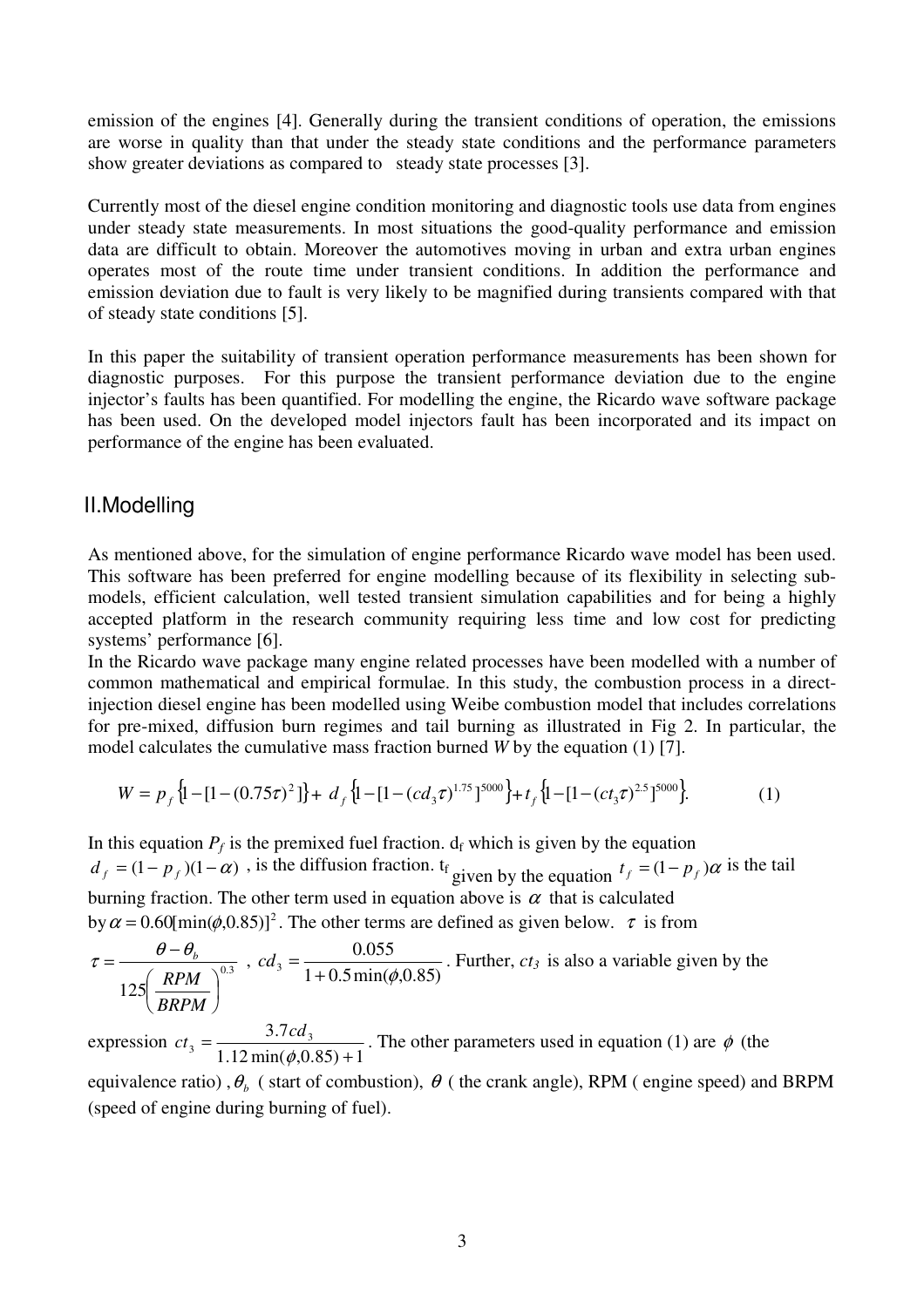emission of the engines [4]. Generally during the transient conditions of operation, the emissions are worse in quality than that under the steady state conditions and the performance parameters show greater deviations as compared to steady state processes [3].

Currently most of the diesel engine condition monitoring and diagnostic tools use data from engines under steady state measurements. In most situations the good-quality performance and emission data are difficult to obtain. Moreover the automotives moving in urban and extra urban engines operates most of the route time under transient conditions. In addition the performance and emission deviation due to fault is very likely to be magnified during transients compared with that of steady state conditions [5].

In this paper the suitability of transient operation performance measurements has been shown for diagnostic purposes. For this purpose the transient performance deviation due to the engine injector's faults has been quantified. For modelling the engine, the Ricardo wave software package has been used. On the developed model injectors fault has been incorporated and its impact on performance of the engine has been evaluated.

## II. Modelling

As mentioned above, for the simulation of engine performance Ricardo wave model has been used. This software has been preferred for engine modelling because of its flexibility in selecting sub-models, efficient calculation, well tested transient simulation capabilities and for being a highly accepted platform in the research community requiring less time and low cost for predicting systems' performance [6].

In the Ricardo wave package many engine related processes have been modelled with a number of common mathematical and empirical formulae. In this study, the combustion process in a direct-injection diesel engine has been modelled using Weibe combustion model that includes correlations for pre-mixed, diffusion burn regimes and tail burning as illustrated in Fig 2. In particular, the model calculates the cumulative mass fraction burned *W* by the equation (1) [7].

$$W = p_f\left\{1-[1-(0.75\tau)^2]\right\} + d_f\left\{1-[1-(cd_3\tau)^{1.75}]^{5000}\right\} + t_f\left\{1-[1-(ct_3\tau)^{2.5}]^{5000}\right\}. \qquad (1)$$

In this equation $P_f$ is the premixed fuel fraction. $d_f$ which is given by the equation $d_f = (1-p_f)(1-\alpha)$ , is the diffusion fraction. $t_f$ given by the equation $t_f = (1-p_f)\alpha$ is the tail burning fraction. The other term used in equation above is $\alpha$ that is calculated by $\alpha = 0.60[\min(\phi, 0.85)]^2$. The other terms are defined as given below. $\tau$ is from $\tau = \dfrac{\theta - \theta_b}{125\left(\dfrac{RPM}{BRPM}\right)^{0.3}}$ , $cd_3 = \dfrac{0.055}{1+0.5\min(\phi, 0.85)}$. Further, $ct_3$ is also a variable given by the expression $ct_3 = \dfrac{3.7cd_3}{1.12\min(\phi, 0.85)+1}$. The other parameters used in equation (1) are $\phi$ (the equivalence ratio) , $\theta_b$ ( start of combustion), $\theta$ ( the crank angle), RPM ( engine speed) and BRPM (speed of engine during burning of fuel).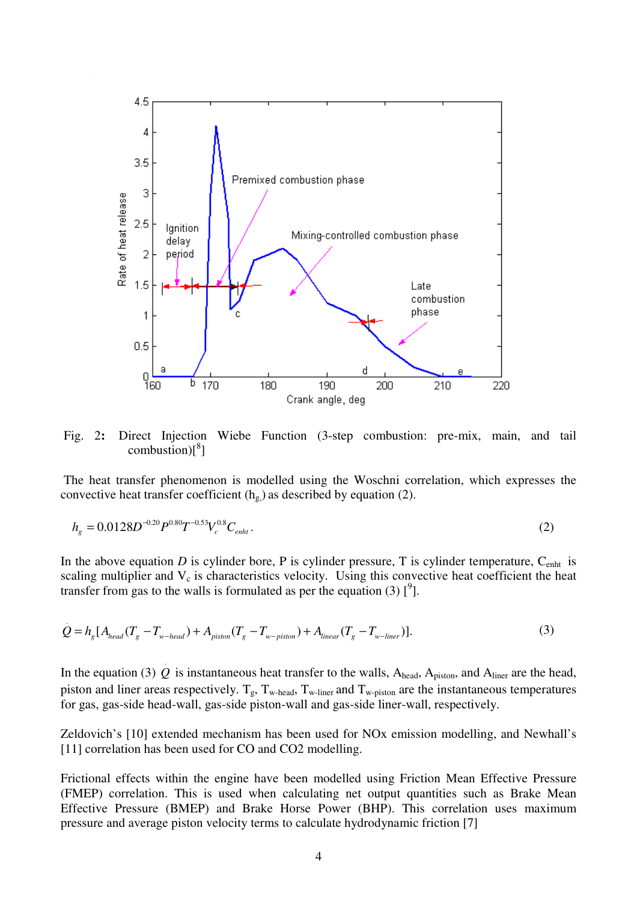Fig. 2: Direct Injection Wiebe Function (3-step combustion: pre-mix, main, and tail combustion)[8]

The heat transfer phenomenon is modelled using the Woschni correlation, which expresses the convective heat transfer coefficient ($h_g$) as described by equation (2).

$$h_g = 0.0128 D^{-0.20} P^{0.80} T^{-0.53} V_c^{0.8} C_{enht} \,. \tag{2}$$

In the above equation $D$ is cylinder bore, P is cylinder pressure, T is cylinder temperature, $C_{enht}$ is scaling multiplier and $V_c$ is characteristics velocity. Using this convective heat coefficient the heat transfer from gas to the walls is formulated as per the equation (3) [9].

$$\dot{Q} = h_g [A_{head}(T_g - T_{w-head}) + A_{piston}(T_g - T_{w-piston}) + A_{linear}(T_g - T_{w-liner})]. \tag{3}$$

In the equation (3) $\dot{Q}$ is instantaneous heat transfer to the walls, $A_{head}$, $A_{piston}$, and $A_{liner}$ are the head, piston and liner areas respectively. $T_g$, $T_{w\text{-head}}$, $T_{w\text{-liner}}$ and $T_{w\text{-piston}}$ are the instantaneous temperatures for gas, gas-side head-wall, gas-side piston-wall and gas-side liner-wall, respectively.

Zeldovich's [10] extended mechanism has been used for NOx emission modelling, and Newhall's [11] correlation has been used for CO and CO2 modelling.

Frictional effects within the engine have been modelled using Friction Mean Effective Pressure (FMEP) correlation. This is used when calculating net output quantities such as Brake Mean Effective Pressure (BMEP) and Brake Horse Power (BHP). This correlation uses maximum pressure and average piston velocity terms to calculate hydrodynamic friction [7]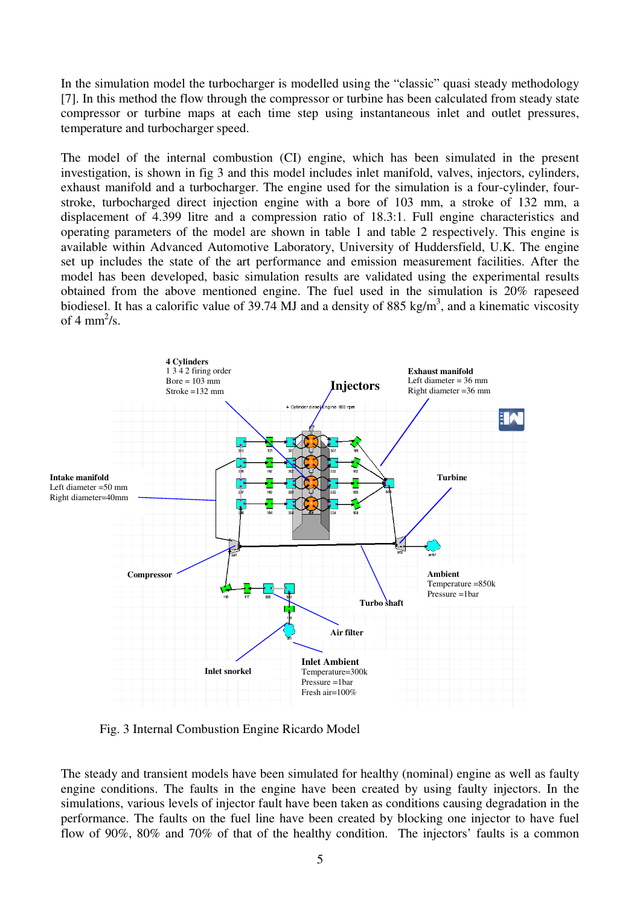In the simulation model the turbocharger is modelled using the "classic" quasi steady methodology [7]. In this method the flow through the compressor or turbine has been calculated from steady state compressor or turbine maps at each time step using instantaneous inlet and outlet pressures, temperature and turbocharger speed.

The model of the internal combustion (CI) engine, which has been simulated in the present investigation, is shown in fig 3 and this model includes inlet manifold, valves, injectors, cylinders, exhaust manifold and a turbocharger. The engine used for the simulation is a four-cylinder, four-stroke, turbocharged direct injection engine with a bore of 103 mm, a stroke of 132 mm, a displacement of 4.399 litre and a compression ratio of 18.3:1. Full engine characteristics and operating parameters of the model are shown in table 1 and table 2 respectively. This engine is available within Advanced Automotive Laboratory, University of Huddersfield, U.K. The engine set up includes the state of the art performance and emission measurement facilities. After the model has been developed, basic simulation results are validated using the experimental results obtained from the above mentioned engine. The fuel used in the simulation is 20% rapeseed biodiesel. It has a calorific value of 39.74 MJ and a density of 885 kg/m$^3$, and a kinematic viscosity of 4 mm$^2$/s.

Fig. 3 Internal Combustion Engine Ricardo Model

The steady and transient models have been simulated for healthy (nominal) engine as well as faulty engine conditions. The faults in the engine have been created by using faulty injectors. In the simulations, various levels of injector fault have been taken as conditions causing degradation in the performance. The faults on the fuel line have been created by blocking one injector to have fuel flow of 90%, 80% and 70% of that of the healthy condition. The injectors' faults is a common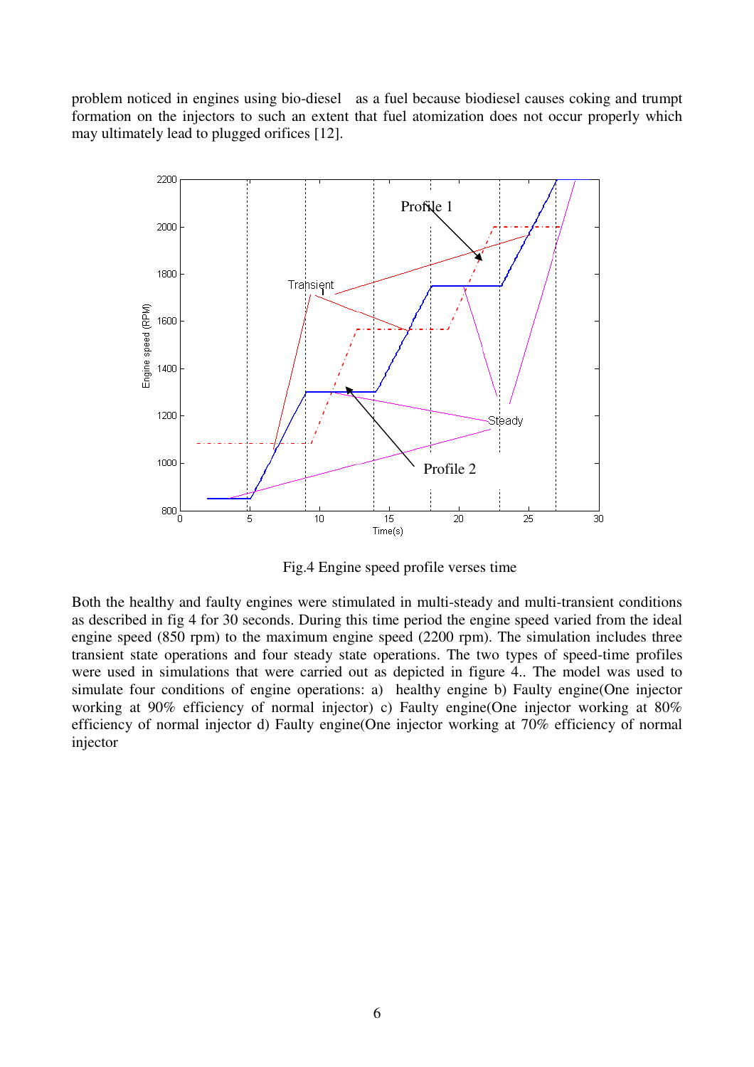problem noticed in engines using bio-diesel as a fuel because biodiesel causes coking and trumpt formation on the injectors to such an extent that fuel atomization does not occur properly which may ultimately lead to plugged orifices [12].

Fig.4 Engine speed profile verses time

Both the healthy and faulty engines were stimulated in multi-steady and multi-transient conditions as described in fig 4 for 30 seconds. During this time period the engine speed varied from the ideal engine speed (850 rpm) to the maximum engine speed (2200 rpm). The simulation includes three transient state operations and four steady state operations. The two types of speed-time profiles were used in simulations that were carried out as depicted in figure 4.. The model was used to simulate four conditions of engine operations: a) healthy engine b) Faulty engine(One injector working at 90% efficiency of normal injector) c) Faulty engine(One injector working at 80% efficiency of normal injector) d) Faulty engine(One injector working at 70% efficiency of normal injector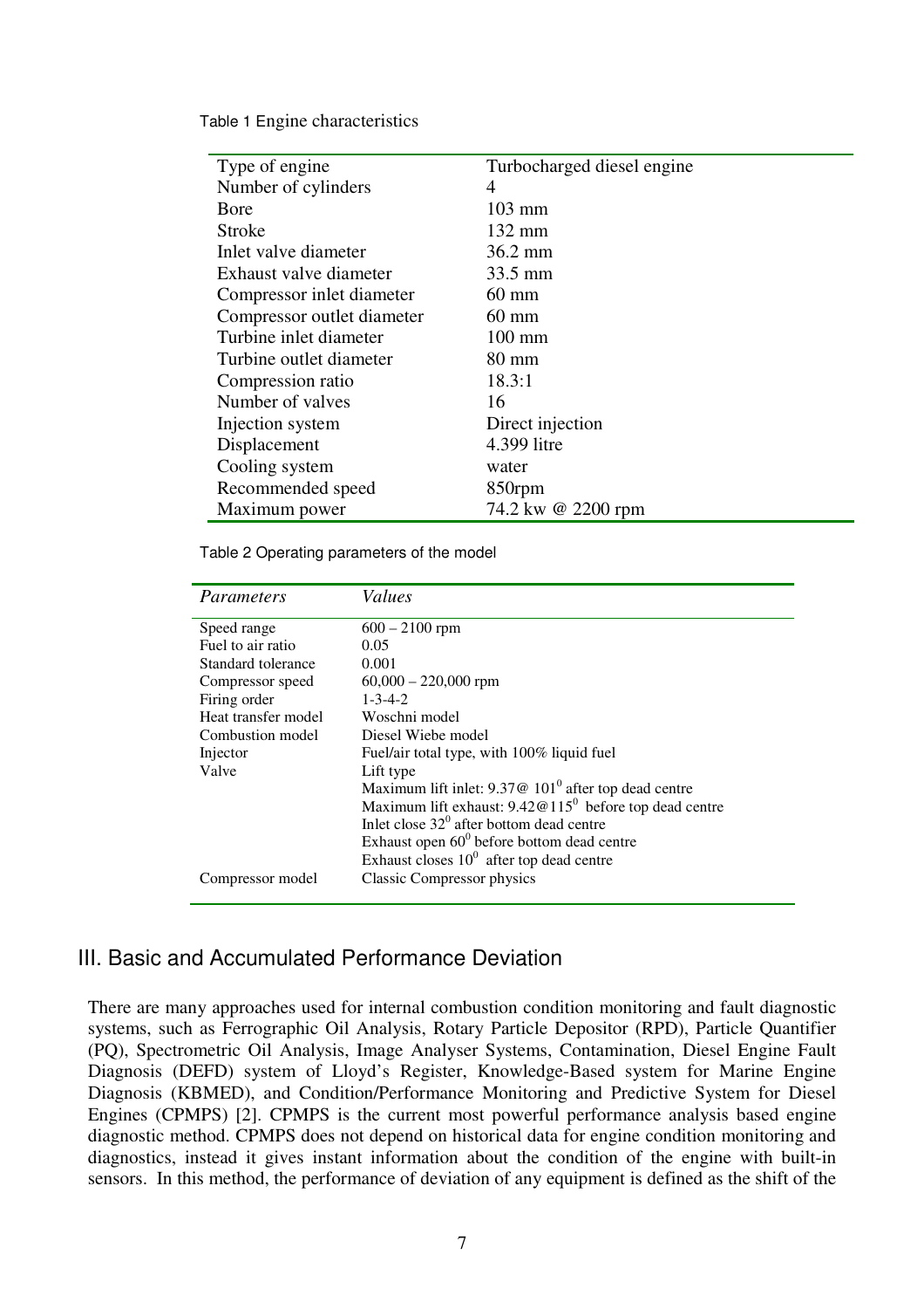Table 1 Engine characteristics

| | |
|---|---|
| Type of engine | Turbocharged diesel engine |
| Number of cylinders | 4 |
| Bore | 103 mm |
| Stroke | 132 mm |
| Inlet valve diameter | 36.2 mm |
| Exhaust valve diameter | 33.5 mm |
| Compressor inlet diameter | 60 mm |
| Compressor outlet diameter | 60 mm |
| Turbine inlet diameter | 100 mm |
| Turbine outlet diameter | 80 mm |
| Compression ratio | 18.3:1 |
| Number of valves | 16 |
| Injection system | Direct injection |
| Displacement | 4.399 litre |
| Cooling system | water |
| Recommended speed | 850rpm |
| Maximum power | 74.2 kw @ 2200 rpm |

Table 2 Operating parameters of the model

| *Parameters* | *Values* |
|---|---|
| Speed range | 600 – 2100 rpm |
| Fuel to air ratio | 0.05 |
| Standard tolerance | 0.001 |
| Compressor speed | 60,000 – 220,000 rpm |
| Firing order | 1-3-4-2 |
| Heat transfer model | Woschni model |
| Combustion model | Diesel Wiebe model |
| Injector | Fuel/air total type, with 100% liquid fuel |
| Valve | Lift type<br>Maximum lift inlet: 9.37@ $101^0$ after top dead centre<br>Maximum lift exhaust: 9.42@$115^0$ before top dead centre<br>Inlet close $32^0$ after bottom dead centre<br>Exhaust open $60^0$ before bottom dead centre<br>Exhaust closes $10^0$ after top dead centre |
| Compressor model | Classic Compressor physics |

## III. Basic and Accumulated Performance Deviation

There are many approaches used for internal combustion condition monitoring and fault diagnostic systems, such as Ferrographic Oil Analysis, Rotary Particle Depositor (RPD), Particle Quantifier (PQ), Spectrometric Oil Analysis, Image Analyser Systems, Contamination, Diesel Engine Fault Diagnosis (DEFD) system of Lloyd's Register, Knowledge-Based system for Marine Engine Diagnosis (KBMED), and Condition/Performance Monitoring and Predictive System for Diesel Engines (CPMPS) [2]. CPMPS is the current most powerful performance analysis based engine diagnostic method. CPMPS does not depend on historical data for engine condition monitoring and diagnostics, instead it gives instant information about the condition of the engine with built-in sensors. In this method, the performance of deviation of any equipment is defined as the shift of the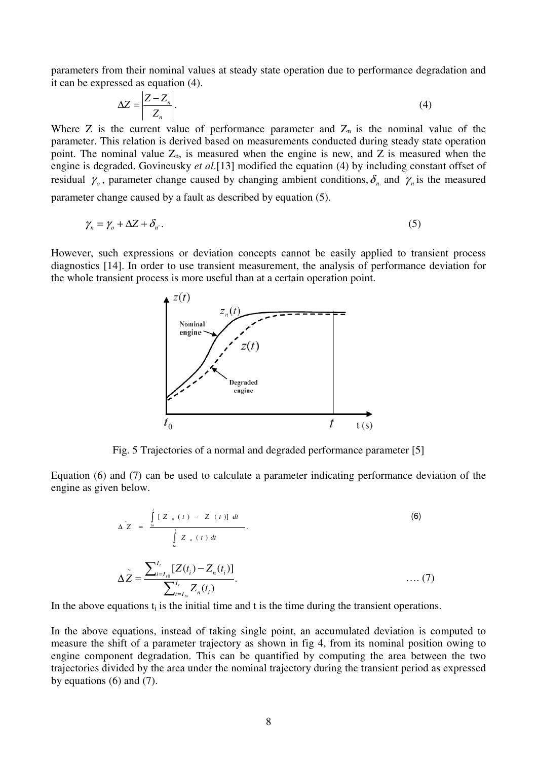parameters from their nominal values at steady state operation due to performance degradation and it can be expressed as equation (4).

$$\Delta Z = \left| \frac{Z - Z_n}{Z_n} \right|. \tag{4}$$

Where Z is the current value of performance parameter and $Z_n$ is the nominal value of the parameter. This relation is derived based on measurements conducted during steady state operation point. The nominal value $Z_n$, is measured when the engine is new, and Z is measured when the engine is degraded. Govineusky *et al*.[13] modified the equation (4) by including constant offset of residual $\gamma_o$, parameter change caused by changing ambient conditions, $\delta_n$ and $\gamma_n$ is the measured parameter change caused by a fault as described by equation (5).

$$\gamma_n = \gamma_o + \Delta Z + \delta_{n'}. \tag{5}$$

However, such expressions or deviation concepts cannot be easily applied to transient process diagnostics [14]. In order to use transient measurement, the analysis of performance deviation for the whole transient process is more useful than at a certain operation point.

Fig. 5 Trajectories of a normal and degraded performance parameter [5]

Equation (6) and (7) can be used to calculate a parameter indicating performance deviation of the engine as given below.

$$\Delta \tilde{Z} = \frac{\int_{to}^{t} [Z_n(t) - Z(t)]\, dt}{\int_{to}^{t} Z_n(t)\, dt}. \tag{6}$$

$$\Delta \tilde{Z} = \frac{\sum_{i=I_{t0}}^{I_t} [Z(t_i) - Z_n(t_i)]}{\sum_{i=I_{to}}^{I_t} Z_n(t_i)}. \tag{7}$$

In the above equations $t_i$ is the initial time and t is the time during the transient operations.

In the above equations, instead of taking single point, an accumulated deviation is computed to measure the shift of a parameter trajectory as shown in fig 4, from its nominal position owing to engine component degradation. This can be quantified by computing the area between the two trajectories divided by the area under the nominal trajectory during the transient period as expressed by equations (6) and (7).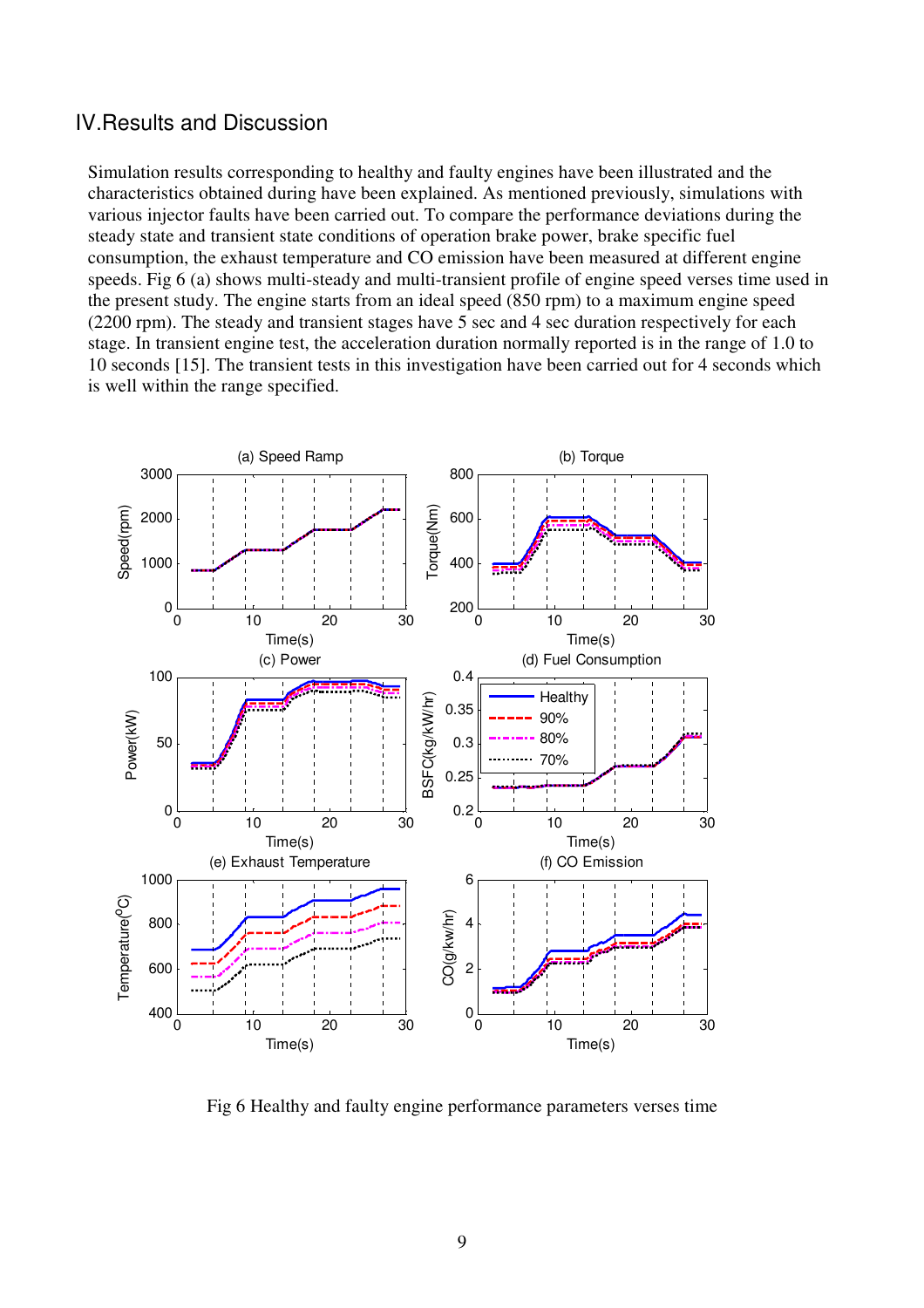## IV.Results and Discussion

Simulation results corresponding to healthy and faulty engines have been illustrated and the characteristics obtained during have been explained. As mentioned previously, simulations with various injector faults have been carried out. To compare the performance deviations during the steady state and transient state conditions of operation brake power, brake specific fuel consumption, the exhaust temperature and CO emission have been measured at different engine speeds. Fig 6 (a) shows multi-steady and multi-transient profile of engine speed verses time used in the present study. The engine starts from an ideal speed (850 rpm) to a maximum engine speed (2200 rpm). The steady and transient stages have 5 sec and 4 sec duration respectively for each stage. In transient engine test, the acceleration duration normally reported is in the range of 1.0 to 10 seconds [15]. The transient tests in this investigation have been carried out for 4 seconds which is well within the range specified.

Fig 6 Healthy and faulty engine performance parameters verses time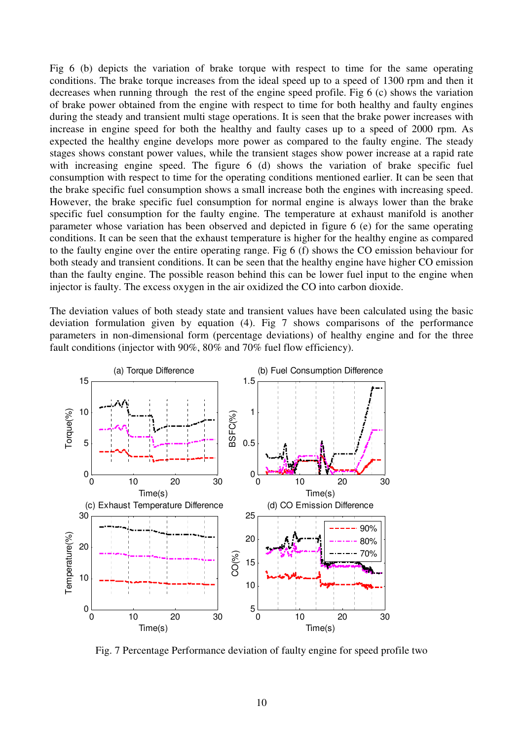Fig 6 (b) depicts the variation of brake torque with respect to time for the same operating conditions. The brake torque increases from the ideal speed up to a speed of 1300 rpm and then it decreases when running through the rest of the engine speed profile. Fig 6 (c) shows the variation of brake power obtained from the engine with respect to time for both healthy and faulty engines during the steady and transient multi stage operations. It is seen that the brake power increases with increase in engine speed for both the healthy and faulty cases up to a speed of 2000 rpm. As expected the healthy engine develops more power as compared to the faulty engine. The steady stages shows constant power values, while the transient stages show power increase at a rapid rate with increasing engine speed. The figure 6 (d) shows the variation of brake specific fuel consumption with respect to time for the operating conditions mentioned earlier. It can be seen that the brake specific fuel consumption shows a small increase both the engines with increasing speed. However, the brake specific fuel consumption for normal engine is always lower than the brake specific fuel consumption for the faulty engine. The temperature at exhaust manifold is another parameter whose variation has been observed and depicted in figure 6 (e) for the same operating conditions. It can be seen that the exhaust temperature is higher for the healthy engine as compared to the faulty engine over the entire operating range. Fig 6 (f) shows the CO emission behaviour for both steady and transient conditions. It can be seen that the healthy engine have higher CO emission than the faulty engine. The possible reason behind this can be lower fuel input to the engine when injector is faulty. The excess oxygen in the air oxidized the CO into carbon dioxide.

The deviation values of both steady state and transient values have been calculated using the basic deviation formulation given by equation (4). Fig 7 shows comparisons of the performance parameters in non-dimensional form (percentage deviations) of healthy engine and for the three fault conditions (injector with 90%, 80% and 70% fuel flow efficiency).

Fig. 7 Percentage Performance deviation of faulty engine for speed profile two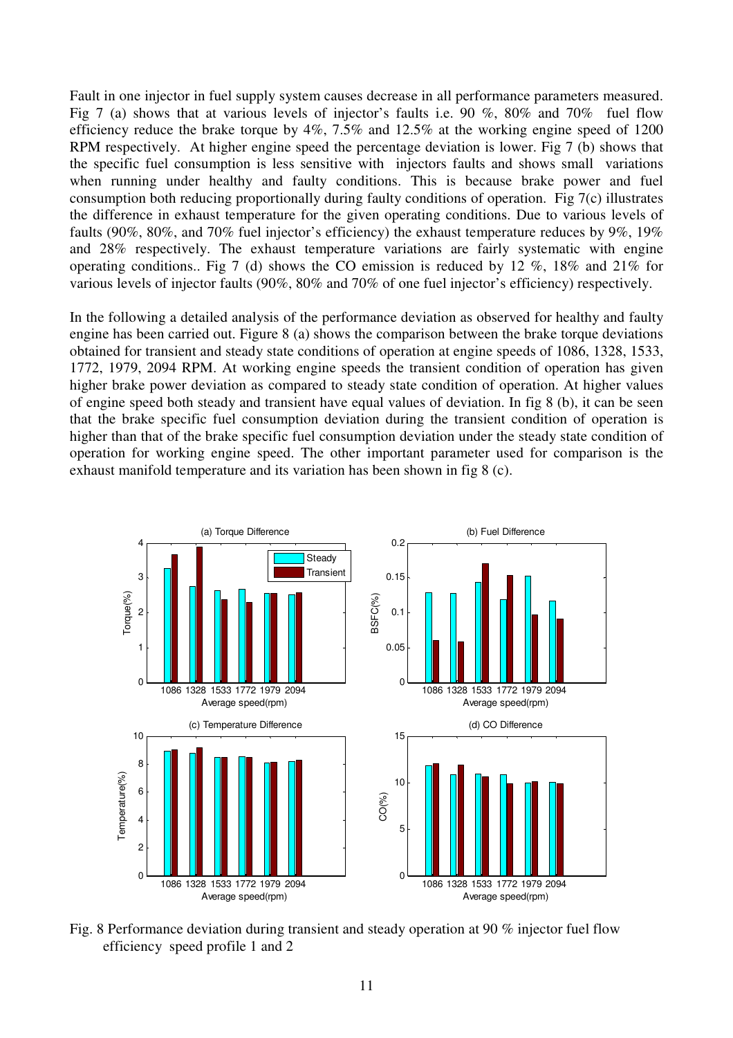Fault in one injector in fuel supply system causes decrease in all performance parameters measured. Fig 7 (a) shows that at various levels of injector's faults i.e. 90 %, 80% and 70% fuel flow efficiency reduce the brake torque by 4%, 7.5% and 12.5% at the working engine speed of 1200 RPM respectively. At higher engine speed the percentage deviation is lower. Fig 7 (b) shows that the specific fuel consumption is less sensitive with injectors faults and shows small variations when running under healthy and faulty conditions. This is because brake power and fuel consumption both reducing proportionally during faulty conditions of operation. Fig 7(c) illustrates the difference in exhaust temperature for the given operating conditions. Due to various levels of faults (90%, 80%, and 70% fuel injector's efficiency) the exhaust temperature reduces by 9%, 19% and 28% respectively. The exhaust temperature variations are fairly systematic with engine operating conditions.. Fig 7 (d) shows the CO emission is reduced by 12 %, 18% and 21% for various levels of injector faults (90%, 80% and 70% of one fuel injector's efficiency) respectively.

In the following a detailed analysis of the performance deviation as observed for healthy and faulty engine has been carried out. Figure 8 (a) shows the comparison between the brake torque deviations obtained for transient and steady state conditions of operation at engine speeds of 1086, 1328, 1533, 1772, 1979, 2094 RPM. At working engine speeds the transient condition of operation has given higher brake power deviation as compared to steady state condition of operation. At higher values of engine speed both steady and transient have equal values of deviation. In fig 8 (b), it can be seen that the brake specific fuel consumption deviation during the transient condition of operation is higher than that of the brake specific fuel consumption deviation under the steady state condition of operation for working engine speed. The other important parameter used for comparison is the exhaust manifold temperature and its variation has been shown in fig 8 (c).

Fig. 8 Performance deviation during transient and steady operation at 90 % injector fuel flow efficiency speed profile 1 and 2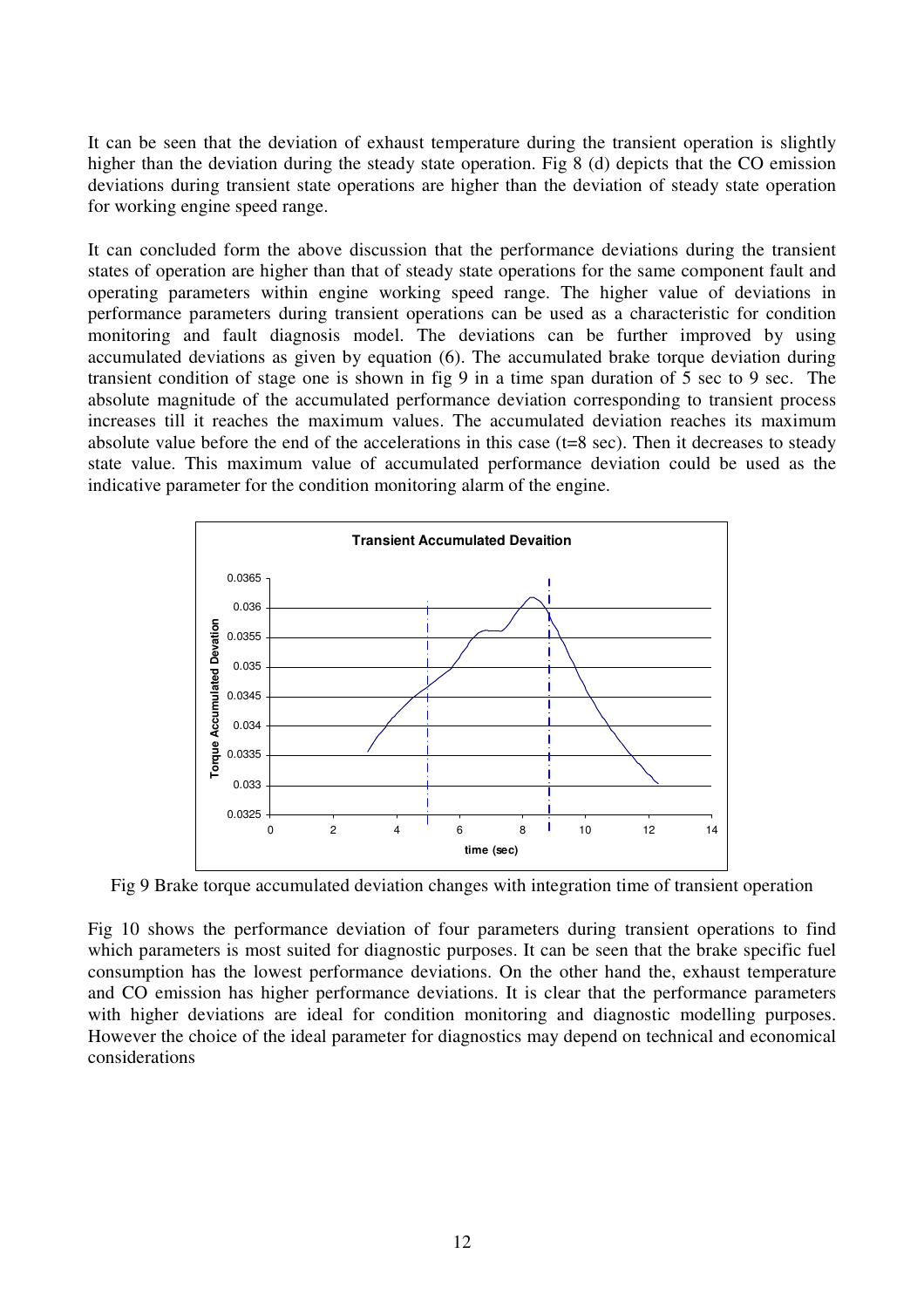It can be seen that the deviation of exhaust temperature during the transient operation is slightly higher than the deviation during the steady state operation. Fig 8 (d) depicts that the CO emission deviations during transient state operations are higher than the deviation of steady state operation for working engine speed range.

It can concluded form the above discussion that the performance deviations during the transient states of operation are higher than that of steady state operations for the same component fault and operating parameters within engine working speed range. The higher value of deviations in performance parameters during transient operations can be used as a characteristic for condition monitoring and fault diagnosis model. The deviations can be further improved by using accumulated deviations as given by equation (6). The accumulated brake torque deviation during transient condition of stage one is shown in fig 9 in a time span duration of 5 sec to 9 sec. The absolute magnitude of the accumulated performance deviation corresponding to transient process increases till it reaches the maximum values. The accumulated deviation reaches its maximum absolute value before the end of the accelerations in this case (t=8 sec). Then it decreases to steady state value. This maximum value of accumulated performance deviation could be used as the indicative parameter for the condition monitoring alarm of the engine.

Fig 9 Brake torque accumulated deviation changes with integration time of transient operation

Fig 10 shows the performance deviation of four parameters during transient operations to find which parameters is most suited for diagnostic purposes. It can be seen that the brake specific fuel consumption has the lowest performance deviations. On the other hand the, exhaust temperature and CO emission has higher performance deviations. It is clear that the performance parameters with higher deviations are ideal for condition monitoring and diagnostic modelling purposes. However the choice of the ideal parameter for diagnostics may depend on technical and economical considerations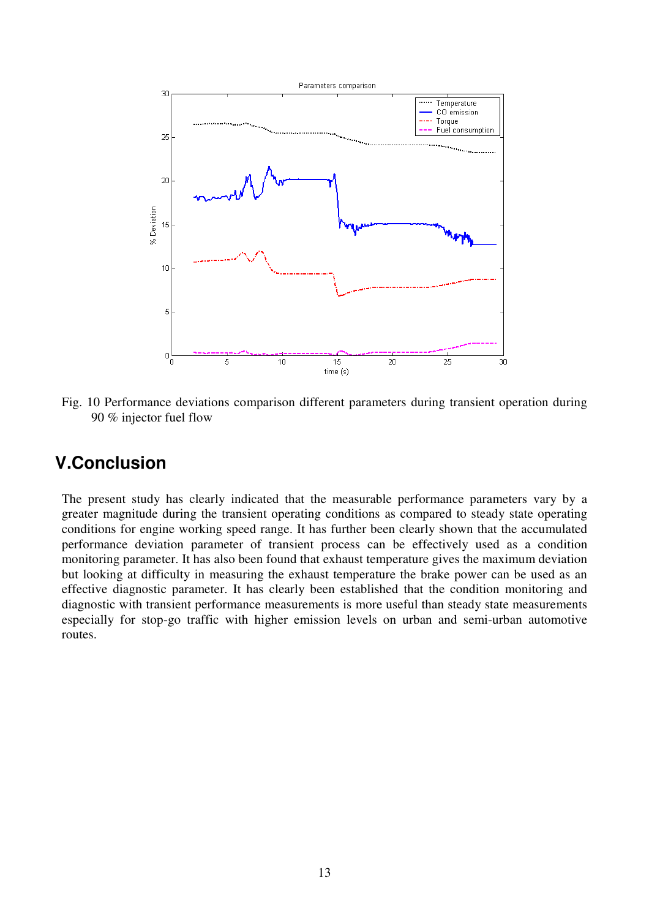Fig. 10 Performance deviations comparison different parameters during transient operation during 90 % injector fuel flow

## V.Conclusion

The present study has clearly indicated that the measurable performance parameters vary by a greater magnitude during the transient operating conditions as compared to steady state operating conditions for engine working speed range. It has further been clearly shown that the accumulated performance deviation parameter of transient process can be effectively used as a condition monitoring parameter. It has also been found that exhaust temperature gives the maximum deviation but looking at difficulty in measuring the exhaust temperature the brake power can be used as an effective diagnostic parameter. It has clearly been established that the condition monitoring and diagnostic with transient performance measurements is more useful than steady state measurements especially for stop-go traffic with higher emission levels on urban and semi-urban automotive routes.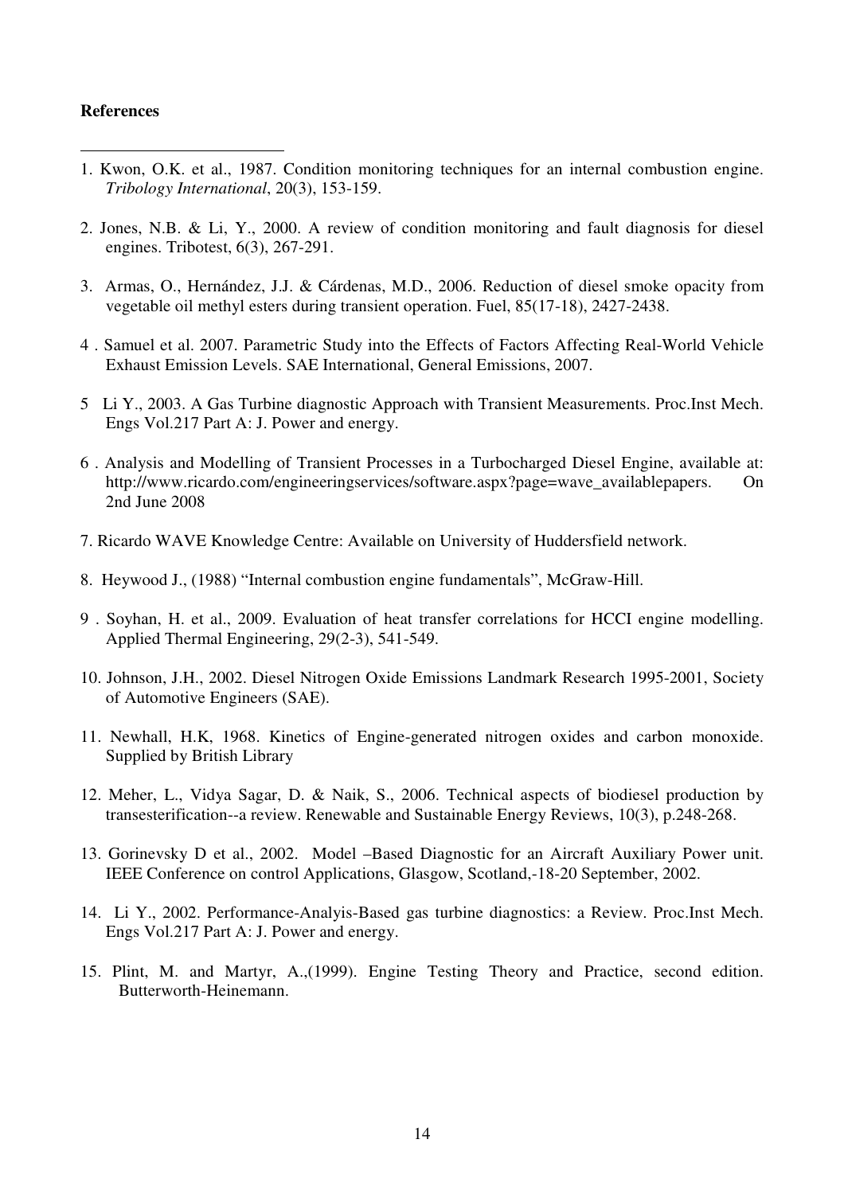**References**

1. Kwon, O.K. et al., 1987. Condition monitoring techniques for an internal combustion engine. *Tribology International*, 20(3), 153-159.

2. Jones, N.B. & Li, Y., 2000. A review of condition monitoring and fault diagnosis for diesel engines. Tribotest, 6(3), 267-291.

3. Armas, O., Hernández, J.J. & Cárdenas, M.D., 2006. Reduction of diesel smoke opacity from vegetable oil methyl esters during transient operation. Fuel, 85(17-18), 2427-2438.

4 . Samuel et al. 2007. Parametric Study into the Effects of Factors Affecting Real-World Vehicle Exhaust Emission Levels. SAE International, General Emissions, 2007.

5 Li Y., 2003. A Gas Turbine diagnostic Approach with Transient Measurements. Proc.Inst Mech. Engs Vol.217 Part A: J. Power and energy.

6 . Analysis and Modelling of Transient Processes in a Turbocharged Diesel Engine, available at: http://www.ricardo.com/engineeringservices/software.aspx?page=wave_availablepapers. On 2nd June 2008

7. Ricardo WAVE Knowledge Centre: Available on University of Huddersfield network.

8. Heywood J., (1988) "Internal combustion engine fundamentals", McGraw-Hill.

9 . Soyhan, H. et al., 2009. Evaluation of heat transfer correlations for HCCI engine modelling. Applied Thermal Engineering, 29(2-3), 541-549.

10. Johnson, J.H., 2002. Diesel Nitrogen Oxide Emissions Landmark Research 1995-2001, Society of Automotive Engineers (SAE).

11. Newhall, H.K, 1968. Kinetics of Engine-generated nitrogen oxides and carbon monoxide. Supplied by British Library

12. Meher, L., Vidya Sagar, D. & Naik, S., 2006. Technical aspects of biodiesel production by transesterification--a review. Renewable and Sustainable Energy Reviews, 10(3), p.248-268.

13. Gorinevsky D et al., 2002. Model –Based Diagnostic for an Aircraft Auxiliary Power unit. IEEE Conference on control Applications, Glasgow, Scotland,-18-20 September, 2002.

14. Li Y., 2002. Performance-Analyis-Based gas turbine diagnostics: a Review. Proc.Inst Mech. Engs Vol.217 Part A: J. Power and energy.

15. Plint, M. and Martyr, A.,(1999). Engine Testing Theory and Practice, second edition. Butterworth-Heinemann.